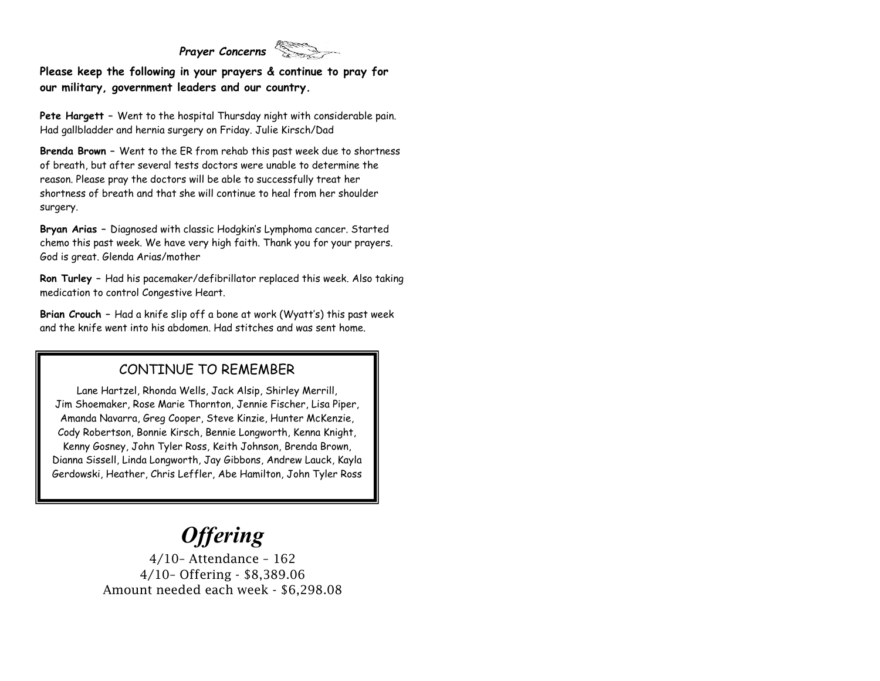*Prayer Concerns*

**Please keep the following in your prayers & continue to pray for our military, government leaders and our country.**

**Pete Hargett –** Went to the hospital Thursday night with considerable pain. Had gallbladder and hernia surgery on Friday. Julie Kirsch/Dad

**Brenda Brown –** Went to the ER from rehab this past week due to shortness of breath, but after several tests doctors were unable to determine the reason. Please pray the doctors will be able to successfully treat her shortness of breath and that she will continue to heal from her shoulder surgery.

**Bryan Arias –** Diagnosed with classic Hodgkin's Lymphoma cancer. Started chemo this past week. We have very high faith. Thank you for your prayers. God is great. Glenda Arias/mother

**Ron Turley –** Had his pacemaker/defibrillator replaced this week. Also taking medication to control Congestive Heart.

**Brian Crouch –** Had a knife slip off a bone at work (Wyatt's) this past week and the knife went into his abdomen. Had stitches and was sent home.

## CONTINUE TO REMEMBER

Lane Hartzel, Rhonda Wells, Jack Alsip, Shirley Merrill, Jim Shoemaker, Rose Marie Thornton, Jennie Fischer, Lisa Piper, Amanda Navarra, Greg Cooper, Steve Kinzie, Hunter McKenzie, Cody Robertson, Bonnie Kirsch, Bennie Longworth, Kenna Knight, Kenny Gosney, John Tyler Ross, Keith Johnson, Brenda Brown, Dianna Sissell, Linda Longworth, Jay Gibbons, Andrew Lauck, Kayla Gerdowski, Heather, Chris Leffler, Abe Hamilton, John Tyler Ross

# *Offering*

4/10– Attendance – 162
4/10– Offering - $8,389.06
Amount needed each week - $6,298.08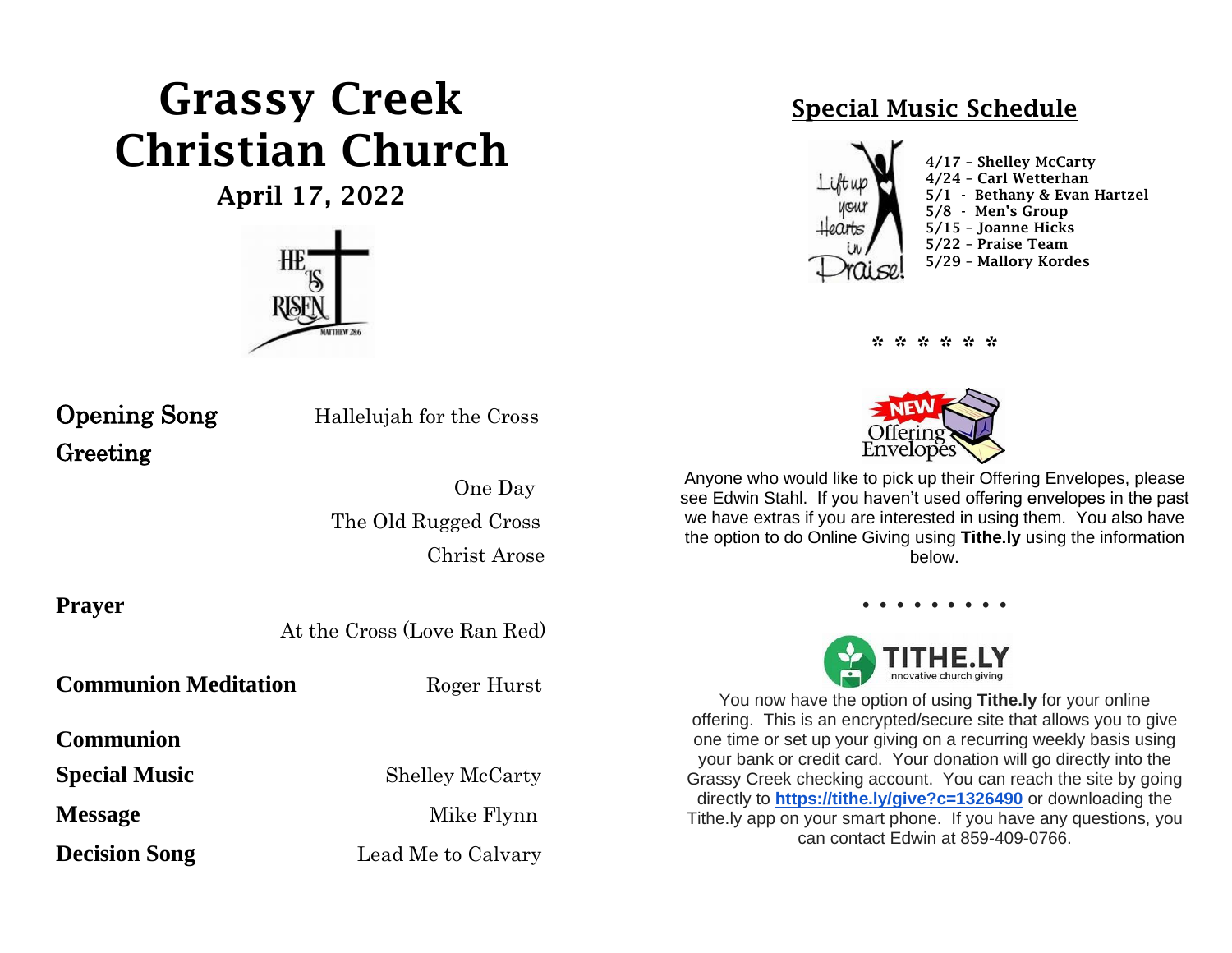# Grassy Creek Christian Church

## April 17, 2022

HE IS RISEN
MATTHEW 28:6

**Opening Song** Hallelujah for the Cross

**Greeting**

One Day

The Old Rugged Cross

Christ Arose

**Prayer**

At the Cross (Love Ran Red)

**Communion Meditation** Roger Hurst

**Communion**

**Special Music** Shelley McCarty

**Message** Mike Flynn

**Decision Song** Lead Me to Calvary

## Special Music Schedule

Lift up your Hearts in Praise!

**4/17 – Shelley McCarty**
**4/24 – Carl Wetterhan**
**5/1 - Bethany & Evan Hartzel**
**5/8 - Men's Group**
**5/15 – Joanne Hicks**
**5/22 – Praise Team**
**5/29 – Mallory Kordes**

* * * * * *

NEW Offering Envelopes

Anyone who would like to pick up their Offering Envelopes, please see Edwin Stahl. If you haven't used offering envelopes in the past we have extras if you are interested in using them. You also have the option to do Online Giving using **Tithe.ly** using the information below.

• • • • • • • • •

TITHE.LY
Innovative church giving

You now have the option of using **Tithe.ly** for your online offering. This is an encrypted/secure site that allows you to give one time or set up your giving on a recurring weekly basis using your bank or credit card. Your donation will go directly into the Grassy Creek checking account. You can reach the site by going directly to **https://tithe.ly/give?c=1326490** or downloading the Tithe.ly app on your smart phone. If you have any questions, you can contact Edwin at 859-409-0766.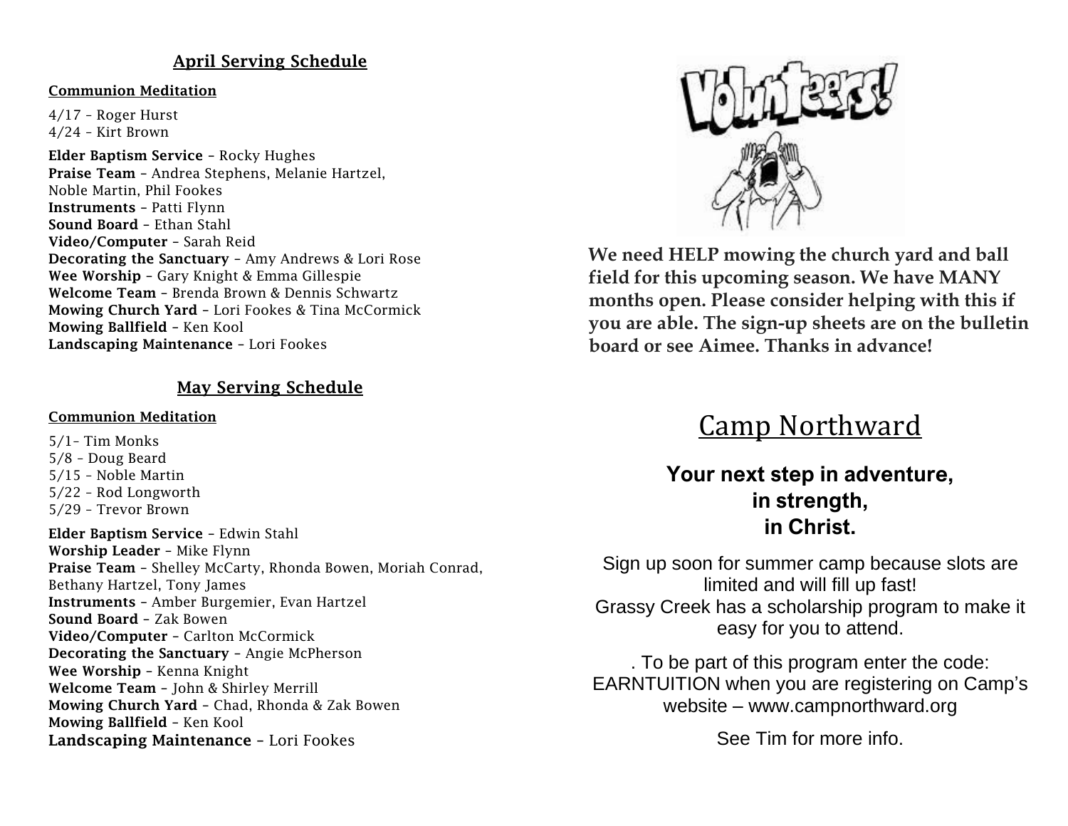## April Serving Schedule

**Communion Meditation**

4/17 – Roger Hurst
4/24 – Kirt Brown

**Elder Baptism Service** – Rocky Hughes
**Praise Team** – Andrea Stephens, Melanie Hartzel, Noble Martin, Phil Fookes
**Instruments** – Patti Flynn
**Sound Board** – Ethan Stahl
**Video/Computer** – Sarah Reid
**Decorating the Sanctuary** – Amy Andrews & Lori Rose
**Wee Worship** – Gary Knight & Emma Gillespie
**Welcome Team** – Brenda Brown & Dennis Schwartz
**Mowing Church Yard** – Lori Fookes & Tina McCormick
**Mowing Ballfield** – Ken Kool
**Landscaping Maintenance** – Lori Fookes

## May Serving Schedule

**Communion Meditation**

5/1– Tim Monks
5/8 – Doug Beard
5/15 – Noble Martin
5/22 – Rod Longworth
5/29 – Trevor Brown

**Elder Baptism Service** – Edwin Stahl
**Worship Leader** – Mike Flynn
**Praise Team** – Shelley McCarty, Rhonda Bowen, Moriah Conrad, Bethany Hartzel, Tony James
**Instruments** – Amber Burgemier, Evan Hartzel
**Sound Board** – Zak Bowen
**Video/Computer** – Carlton McCormick
**Decorating the Sanctuary** – Angie McPherson
**Wee Worship** – Kenna Knight
**Welcome Team** – John & Shirley Merrill
**Mowing Church Yard** – Chad, Rhonda & Zak Bowen
**Mowing Ballfield** – Ken Kool
**Landscaping Maintenance** – Lori Fookes

Volunteers!

**We need HELP mowing the church yard and ball field for this upcoming season. We have MANY months open. Please consider helping with this if you are able. The sign-up sheets are on the bulletin board or see Aimee. Thanks in advance!**

# Camp Northward

**Your next step in adventure, in strength, in Christ.**

Sign up soon for summer camp because slots are limited and will fill up fast!
Grassy Creek has a scholarship program to make it easy for you to attend.

. To be part of this program enter the code: EARNTUITION when you are registering on Camp's website – www.campnorthward.org

See Tim for more info.